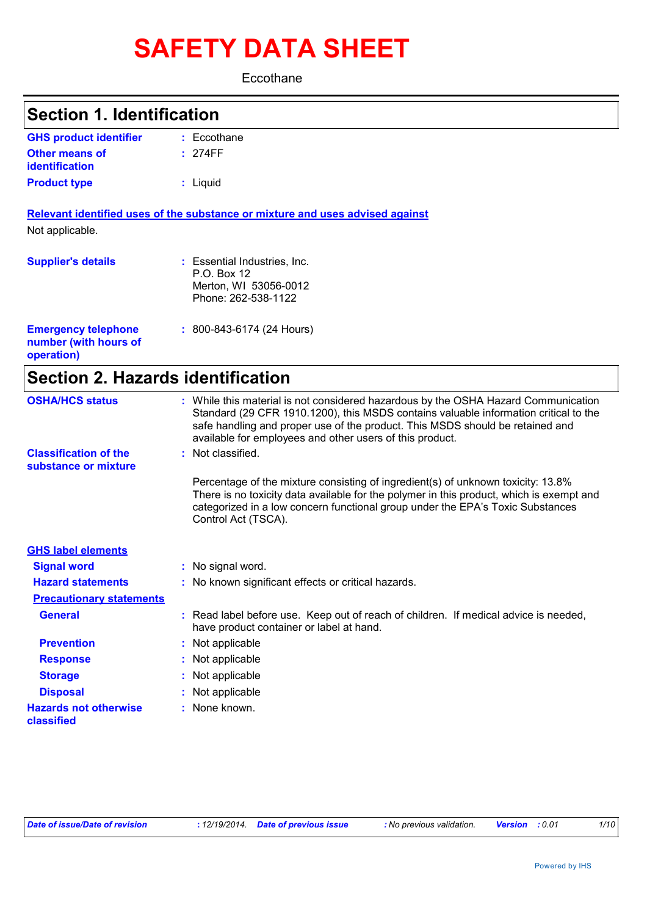# SAFETY DATA SHEET

Eccothane

## Section 1. Identification

**GHS product identifier** : Eccothane

**Other means of identification** : 274FF

**Product type** : Liquid

**Relevant identified uses of the substance or mixture and uses advised against**

Not applicable.

**Supplier's details** : Essential Industries, Inc.
P.O. Box 12
Merton, WI 53056-0012
Phone: 262-538-1122

**Emergency telephone number (with hours of operation)** : 800-843-6174 (24 Hours)

## Section 2. Hazards identification

**OSHA/HCS status** : While this material is not considered hazardous by the OSHA Hazard Communication Standard (29 CFR 1910.1200), this MSDS contains valuable information critical to the safe handling and proper use of the product. This MSDS should be retained and available for employees and other users of this product.

**Classification of the substance or mixture** : Not classified.

Percentage of the mixture consisting of ingredient(s) of unknown toxicity: 13.8%
There is no toxicity data available for the polymer in this product, which is exempt and categorized in a low concern functional group under the EPA's Toxic Substances Control Act (TSCA).

**GHS label elements**

**Signal word** : No signal word.

**Hazard statements** : No known significant effects or critical hazards.

**Precautionary statements**

**General** : Read label before use. Keep out of reach of children. If medical advice is needed, have product container or label at hand.

**Prevention** : Not applicable

**Response** : Not applicable

**Storage** : Not applicable

**Disposal** : Not applicable

**Hazards not otherwise classified** : None known.

*Date of issue/Date of revision* : 12/19/2014. *Date of previous issue* : No previous validation. *Version* : 0.01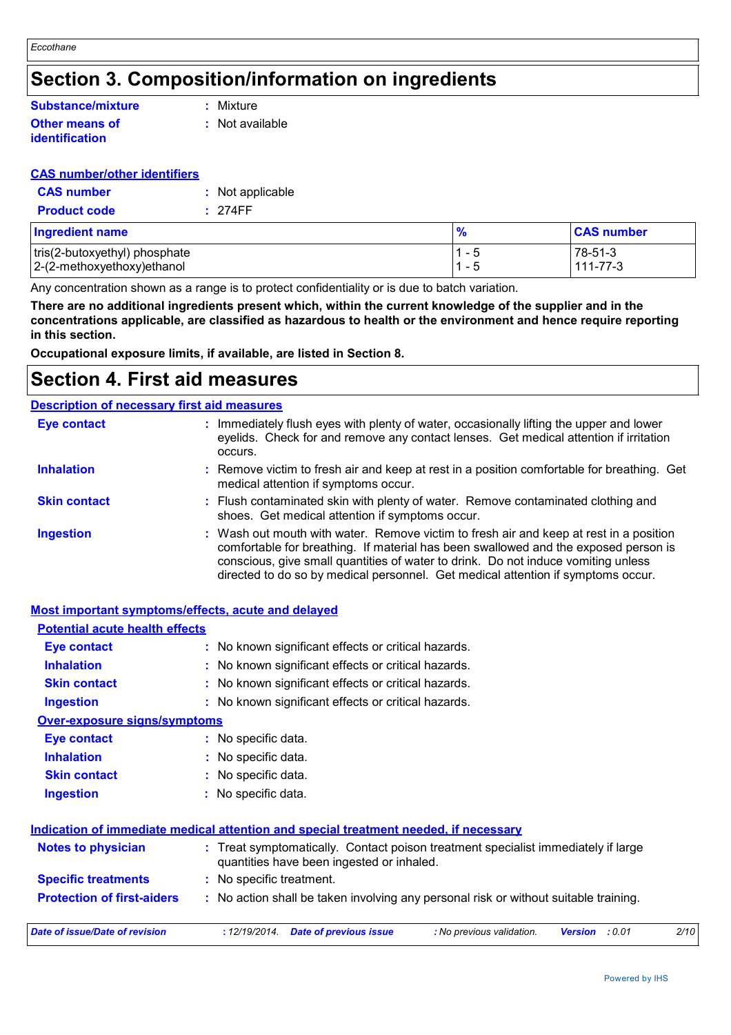# Section 3. Composition/information on ingredients

**Substance/mixture** : Mixture

**Other means of identification** : Not available

**CAS number/other identifiers**

**CAS number** : Not applicable

**Product code** : 274FF

| Ingredient name | % | CAS number |
|---|---|---|
| tris(2-butoxyethyl) phosphate | 1 - 5 | 78-51-3 |
| 2-(2-methoxyethoxy)ethanol | 1 - 5 | 111-77-3 |

Any concentration shown as a range is to protect confidentiality or is due to batch variation.

**There are no additional ingredients present which, within the current knowledge of the supplier and in the concentrations applicable, are classified as hazardous to health or the environment and hence require reporting in this section.**

**Occupational exposure limits, if available, are listed in Section 8.**

# Section 4. First aid measures

**Description of necessary first aid measures**

**Eye contact** : Immediately flush eyes with plenty of water, occasionally lifting the upper and lower eyelids. Check for and remove any contact lenses. Get medical attention if irritation occurs.

**Inhalation** : Remove victim to fresh air and keep at rest in a position comfortable for breathing. Get medical attention if symptoms occur.

**Skin contact** : Flush contaminated skin with plenty of water. Remove contaminated clothing and shoes. Get medical attention if symptoms occur.

**Ingestion** : Wash out mouth with water. Remove victim to fresh air and keep at rest in a position comfortable for breathing. If material has been swallowed and the exposed person is conscious, give small quantities of water to drink. Do not induce vomiting unless directed to do so by medical personnel. Get medical attention if symptoms occur.

**Most important symptoms/effects, acute and delayed**

**Potential acute health effects**

**Eye contact** : No known significant effects or critical hazards.

**Inhalation** : No known significant effects or critical hazards.

**Skin contact** : No known significant effects or critical hazards.

**Ingestion** : No known significant effects or critical hazards.

**Over-exposure signs/symptoms**

**Eye contact** : No specific data.

**Inhalation** : No specific data.

**Skin contact** : No specific data.

**Ingestion** : No specific data.

**Indication of immediate medical attention and special treatment needed, if necessary**

**Notes to physician** : Treat symptomatically. Contact poison treatment specialist immediately if large quantities have been ingested or inhaled.

**Specific treatments** : No specific treatment.

**Protection of first-aiders** : No action shall be taken involving any personal risk or without suitable training.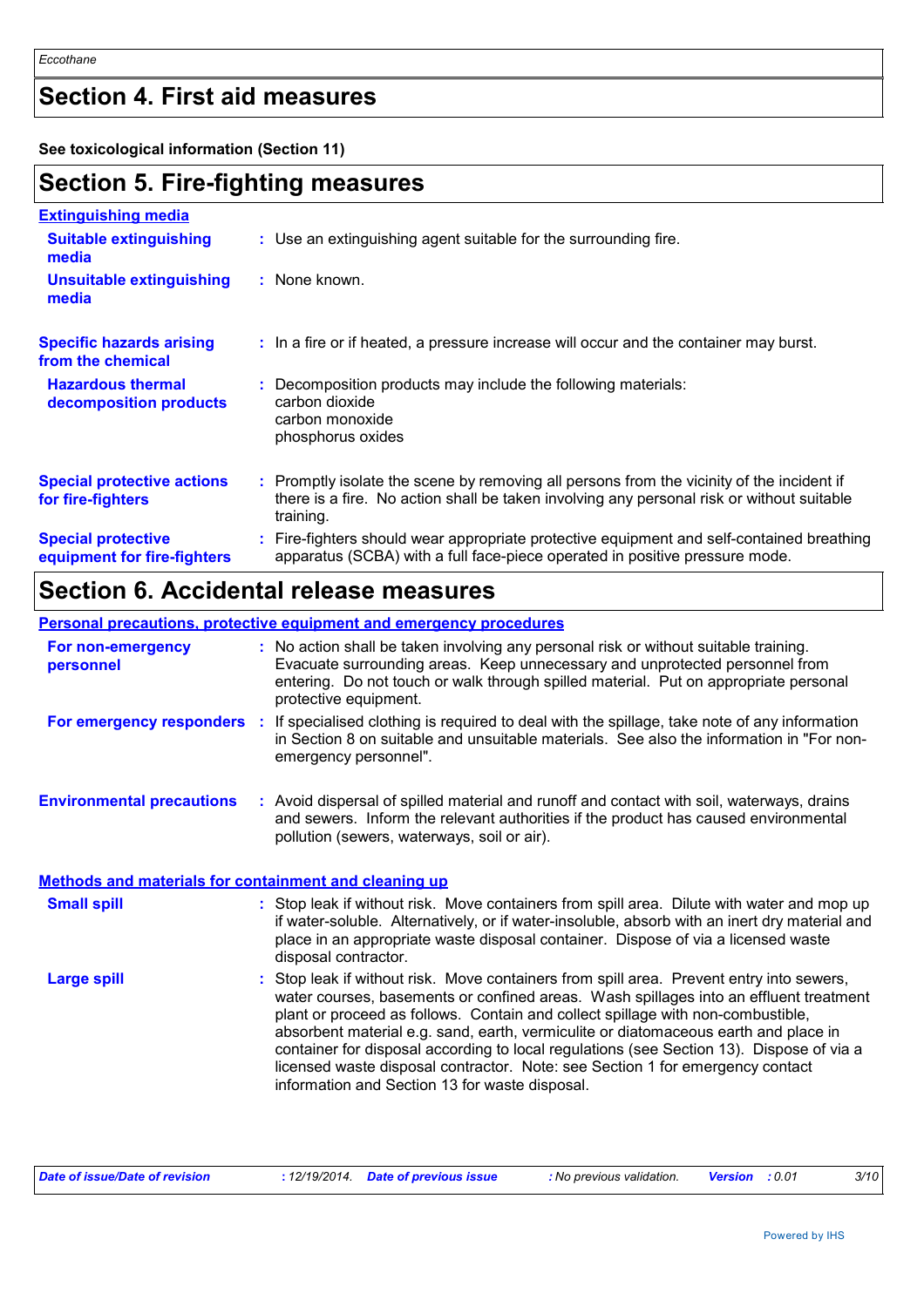## Section 4. First aid measures

**See toxicological information (Section 11)**

## Section 5. Fire-fighting measures

### Extinguishing media

**Suitable extinguishing media** : Use an extinguishing agent suitable for the surrounding fire.

**Unsuitable extinguishing media** : None known.

**Specific hazards arising from the chemical** : In a fire or if heated, a pressure increase will occur and the container may burst.

**Hazardous thermal decomposition products** : Decomposition products may include the following materials:
carbon dioxide
carbon monoxide
phosphorus oxides

**Special protective actions for fire-fighters** : Promptly isolate the scene by removing all persons from the vicinity of the incident if there is a fire. No action shall be taken involving any personal risk or without suitable training.

**Special protective equipment for fire-fighters** : Fire-fighters should wear appropriate protective equipment and self-contained breathing apparatus (SCBA) with a full face-piece operated in positive pressure mode.

## Section 6. Accidental release measures

### Personal precautions, protective equipment and emergency procedures

**For non-emergency personnel** : No action shall be taken involving any personal risk or without suitable training. Evacuate surrounding areas. Keep unnecessary and unprotected personnel from entering. Do not touch or walk through spilled material. Put on appropriate personal protective equipment.

**For emergency responders** : If specialised clothing is required to deal with the spillage, take note of any information in Section 8 on suitable and unsuitable materials. See also the information in "For non-emergency personnel".

**Environmental precautions** : Avoid dispersal of spilled material and runoff and contact with soil, waterways, drains and sewers. Inform the relevant authorities if the product has caused environmental pollution (sewers, waterways, soil or air).

### Methods and materials for containment and cleaning up

**Small spill** : Stop leak if without risk. Move containers from spill area. Dilute with water and mop up if water-soluble. Alternatively, or if water-insoluble, absorb with an inert dry material and place in an appropriate waste disposal container. Dispose of via a licensed waste disposal contractor.

**Large spill** : Stop leak if without risk. Move containers from spill area. Prevent entry into sewers, water courses, basements or confined areas. Wash spillages into an effluent treatment plant or proceed as follows. Contain and collect spillage with non-combustible, absorbent material e.g. sand, earth, vermiculite or diatomaceous earth and place in container for disposal according to local regulations (see Section 13). Dispose of via a licensed waste disposal contractor. Note: see Section 1 for emergency contact information and Section 13 for waste disposal.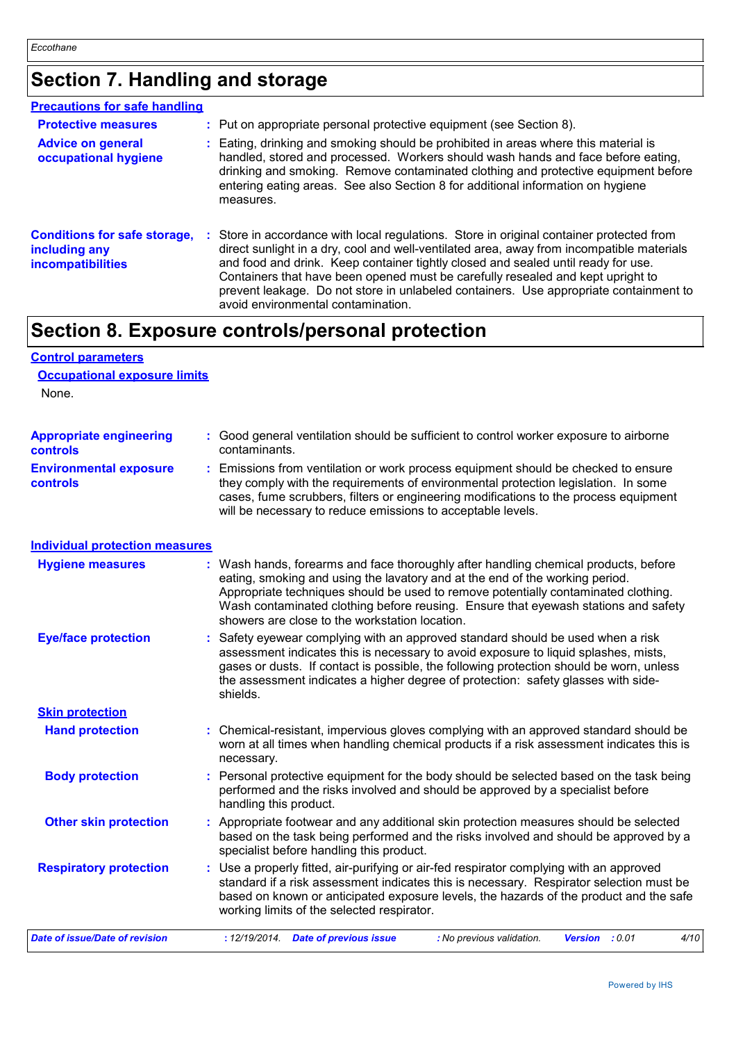## Section 7. Handling and storage

### Precautions for safe handling

**Protective measures** : Put on appropriate personal protective equipment (see Section 8).

**Advice on general occupational hygiene** : Eating, drinking and smoking should be prohibited in areas where this material is handled, stored and processed. Workers should wash hands and face before eating, drinking and smoking. Remove contaminated clothing and protective equipment before entering eating areas. See also Section 8 for additional information on hygiene measures.

**Conditions for safe storage, including any incompatibilities** : Store in accordance with local regulations. Store in original container protected from direct sunlight in a dry, cool and well-ventilated area, away from incompatible materials and food and drink. Keep container tightly closed and sealed until ready for use. Containers that have been opened must be carefully resealed and kept upright to prevent leakage. Do not store in unlabeled containers. Use appropriate containment to avoid environmental contamination.

## Section 8. Exposure controls/personal protection

### Control parameters

#### Occupational exposure limits

None.

**Appropriate engineering controls** : Good general ventilation should be sufficient to control worker exposure to airborne contaminants.

**Environmental exposure controls** : Emissions from ventilation or work process equipment should be checked to ensure they comply with the requirements of environmental protection legislation. In some cases, fume scrubbers, filters or engineering modifications to the process equipment will be necessary to reduce emissions to acceptable levels.

### Individual protection measures

**Hygiene measures** : Wash hands, forearms and face thoroughly after handling chemical products, before eating, smoking and using the lavatory and at the end of the working period. Appropriate techniques should be used to remove potentially contaminated clothing. Wash contaminated clothing before reusing. Ensure that eyewash stations and safety showers are close to the workstation location.

**Eye/face protection** : Safety eyewear complying with an approved standard should be used when a risk assessment indicates this is necessary to avoid exposure to liquid splashes, mists, gases or dusts. If contact is possible, the following protection should be worn, unless the assessment indicates a higher degree of protection: safety glasses with side-shields.

#### Skin protection

**Hand protection** : Chemical-resistant, impervious gloves complying with an approved standard should be worn at all times when handling chemical products if a risk assessment indicates this is necessary.

**Body protection** : Personal protective equipment for the body should be selected based on the task being performed and the risks involved and should be approved by a specialist before handling this product.

**Other skin protection** : Appropriate footwear and any additional skin protection measures should be selected based on the task being performed and the risks involved and should be approved by a specialist before handling this product.

**Respiratory protection** : Use a properly fitted, air-purifying or air-fed respirator complying with an approved standard if a risk assessment indicates this is necessary. Respirator selection must be based on known or anticipated exposure levels, the hazards of the product and the safe working limits of the selected respirator.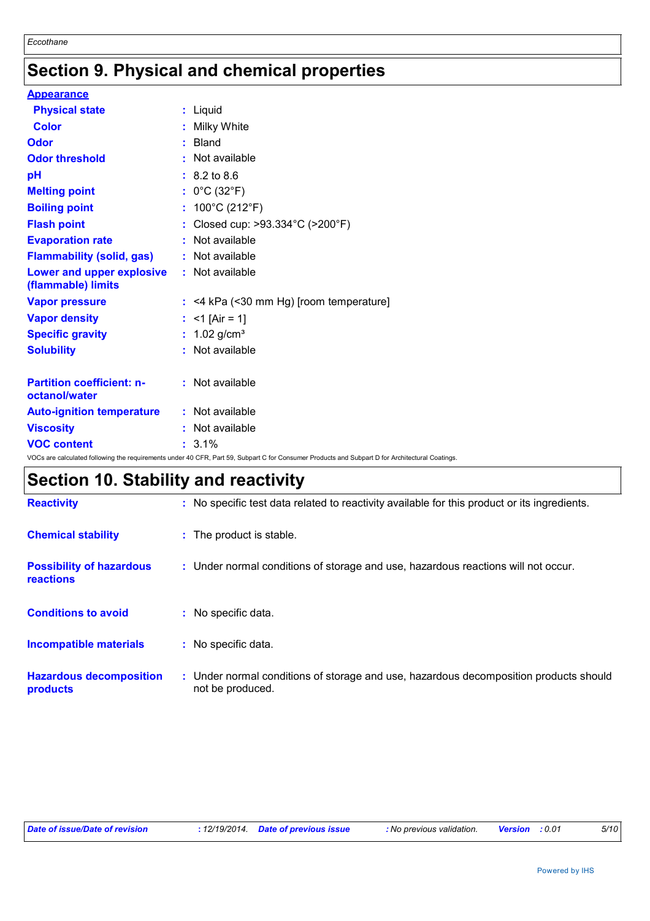# Section 9. Physical and chemical properties

**Appearance**

| | | |
|---|---|---|
| **Physical state** | : | Liquid |
| **Color** | : | Milky White |
| **Odor** | : | Bland |
| **Odor threshold** | : | Not available |
| **pH** | : | 8.2 to 8.6 |
| **Melting point** | : | 0°C (32°F) |
| **Boiling point** | : | 100°C (212°F) |
| **Flash point** | : | Closed cup: >93.334°C (>200°F) |
| **Evaporation rate** | : | Not available |
| **Flammability (solid, gas)** | : | Not available |
| **Lower and upper explosive (flammable) limits** | : | Not available |
| **Vapor pressure** | : | <4 kPa (<30 mm Hg) [room temperature] |
| **Vapor density** | : | <1 [Air = 1] |
| **Specific gravity** | : | 1.02 g/cm³ |
| **Solubility** | : | Not available |
| **Partition coefficient: n-octanol/water** | : | Not available |
| **Auto-ignition temperature** | : | Not available |
| **Viscosity** | : | Not available |
| **VOC content** | : | 3.1% |

VOCs are calculated following the requirements under 40 CFR, Part 59, Subpart C for Consumer Products and Subpart D for Architectural Coatings.

# Section 10. Stability and reactivity

| | | |
|---|---|---|
| **Reactivity** | : | No specific test data related to reactivity available for this product or its ingredients. |
| **Chemical stability** | : | The product is stable. |
| **Possibility of hazardous reactions** | : | Under normal conditions of storage and use, hazardous reactions will not occur. |
| **Conditions to avoid** | : | No specific data. |
| **Incompatible materials** | : | No specific data. |
| **Hazardous decomposition products** | : | Under normal conditions of storage and use, hazardous decomposition products should not be produced. |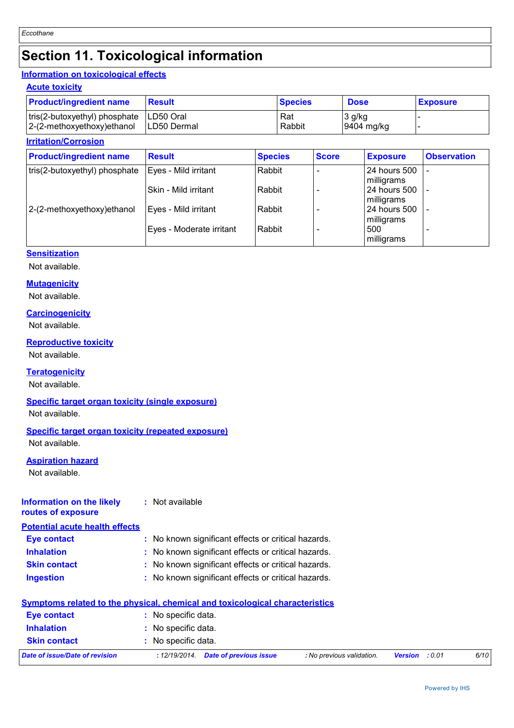# Section 11. Toxicological information

## Information on toxicological effects

### Acute toxicity

| Product/ingredient name | Result | Species | Dose | Exposure |
|---|---|---|---|---|
| tris(2-butoxyethyl) phosphate | LD50 Oral | Rat | 3 g/kg | - |
| 2-(2-methoxyethoxy)ethanol | LD50 Dermal | Rabbit | 9404 mg/kg | - |

### Irritation/Corrosion

| Product/ingredient name | Result | Species | Score | Exposure | Observation |
|---|---|---|---|---|---|
| tris(2-butoxyethyl) phosphate | Eyes - Mild irritant | Rabbit | - | 24 hours 500 milligrams | - |
| | Skin - Mild irritant | Rabbit | - | 24 hours 500 milligrams | - |
| 2-(2-methoxyethoxy)ethanol | Eyes - Mild irritant | Rabbit | - | 24 hours 500 milligrams | - |
| | Eyes - Moderate irritant | Rabbit | - | 500 milligrams | - |

### Sensitization

Not available.

### Mutagenicity

Not available.

### Carcinogenicity

Not available.

### Reproductive toxicity

Not available.

### Teratogenicity

Not available.

### Specific target organ toxicity (single exposure)

Not available.

### Specific target organ toxicity (repeated exposure)

Not available.

### Aspiration hazard

Not available.

**Information on the likely routes of exposure** : Not available

## Potential acute health effects

**Eye contact** : No known significant effects or critical hazards.

**Inhalation** : No known significant effects or critical hazards.

**Skin contact** : No known significant effects or critical hazards.

**Ingestion** : No known significant effects or critical hazards.

## Symptoms related to the physical, chemical and toxicological characteristics

**Eye contact** : No specific data.

**Inhalation** : No specific data.

**Skin contact** : No specific data.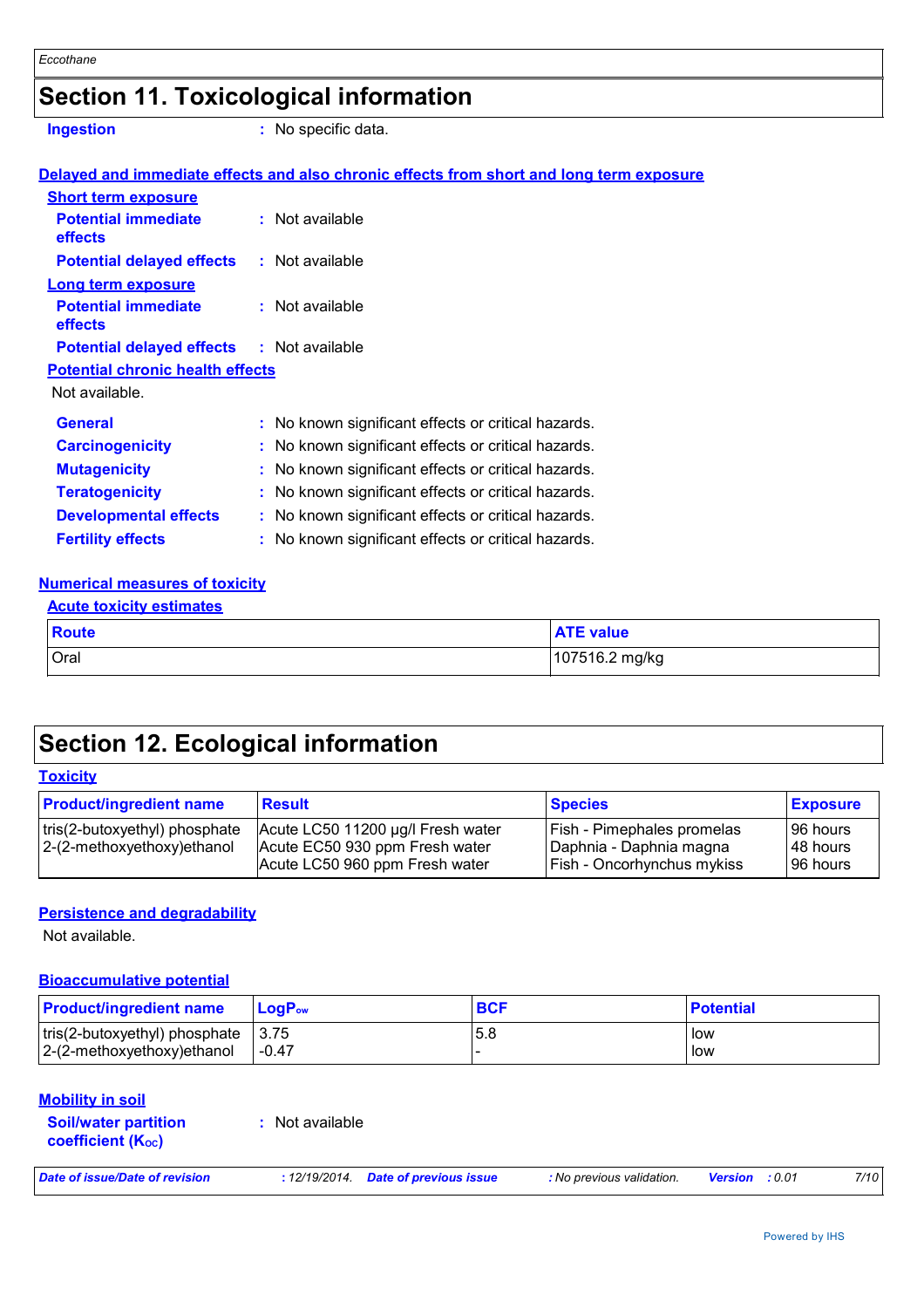## Section 11. Toxicological information

**Ingestion** : No specific data.

**Delayed and immediate effects and also chronic effects from short and long term exposure**

**Short term exposure**

**Potential immediate effects** : Not available

**Potential delayed effects** : Not available

**Long term exposure**

**Potential immediate effects** : Not available

**Potential delayed effects** : Not available

**Potential chronic health effects**

Not available.

**General** : No known significant effects or critical hazards.

**Carcinogenicity** : No known significant effects or critical hazards.

**Mutagenicity** : No known significant effects or critical hazards.

**Teratogenicity** : No known significant effects or critical hazards.

**Developmental effects** : No known significant effects or critical hazards.

**Fertility effects** : No known significant effects or critical hazards.

**Numerical measures of toxicity**

**Acute toxicity estimates**

| Route | ATE value |
|---|---|
| Oral | 107516.2 mg/kg |

## Section 12. Ecological information

**Toxicity**

| Product/ingredient name | Result | Species | Exposure |
|---|---|---|---|
| tris(2-butoxyethyl) phosphate | Acute LC50 11200 µg/l Fresh water | Fish - Pimephales promelas | 96 hours |
| 2-(2-methoxyethoxy)ethanol | Acute EC50 930 ppm Fresh water | Daphnia - Daphnia magna | 48 hours |
| | Acute LC50 960 ppm Fresh water | Fish - Oncorhynchus mykiss | 96 hours |

**Persistence and degradability**

Not available.

**Bioaccumulative potential**

| Product/ingredient name | $LogP_{ow}$ | BCF | Potential |
|---|---|---|---|
| tris(2-butoxyethyl) phosphate | 3.75 | 5.8 | low |
| 2-(2-methoxyethoxy)ethanol | -0.47 | - | low |

**Mobility in soil**

**Soil/water partition coefficient ($K_{OC}$)** : Not available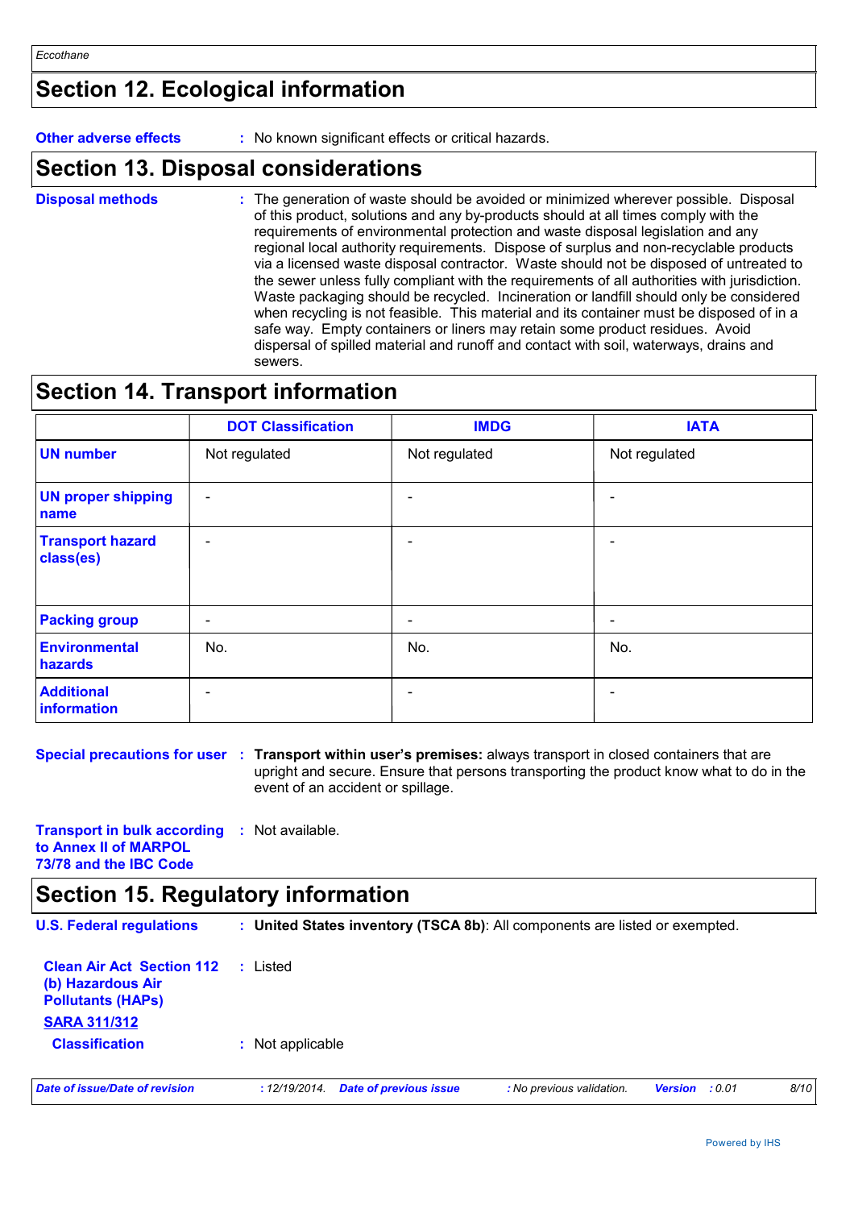## Section 12. Ecological information

**Other adverse effects** : No known significant effects or critical hazards.

## Section 13. Disposal considerations

**Disposal methods** : The generation of waste should be avoided or minimized wherever possible. Disposal of this product, solutions and any by-products should at all times comply with the requirements of environmental protection and waste disposal legislation and any regional local authority requirements. Dispose of surplus and non-recyclable products via a licensed waste disposal contractor. Waste should not be disposed of untreated to the sewer unless fully compliant with the requirements of all authorities with jurisdiction. Waste packaging should be recycled. Incineration or landfill should only be considered when recycling is not feasible. This material and its container must be disposed of in a safe way. Empty containers or liners may retain some product residues. Avoid dispersal of spilled material and runoff and contact with soil, waterways, drains and sewers.

## Section 14. Transport information

| | DOT Classification | IMDG | IATA |
|---|---|---|---|
| **UN number** | Not regulated | Not regulated | Not regulated |
| **UN proper shipping name** | - | - | - |
| **Transport hazard class(es)** | - | - | - |
| **Packing group** | - | - | - |
| **Environmental hazards** | No. | No. | No. |
| **Additional information** | - | - | - |

**Special precautions for user** : **Transport within user's premises:** always transport in closed containers that are upright and secure. Ensure that persons transporting the product know what to do in the event of an accident or spillage.

**Transport in bulk according to Annex II of MARPOL 73/78 and the IBC Code** : Not available.

## Section 15. Regulatory information

**U.S. Federal regulations** : **United States inventory (TSCA 8b)**: All components are listed or exempted.

**Clean Air Act Section 112 (b) Hazardous Air Pollutants (HAPs)** : Listed

**SARA 311/312**

**Classification** : Not applicable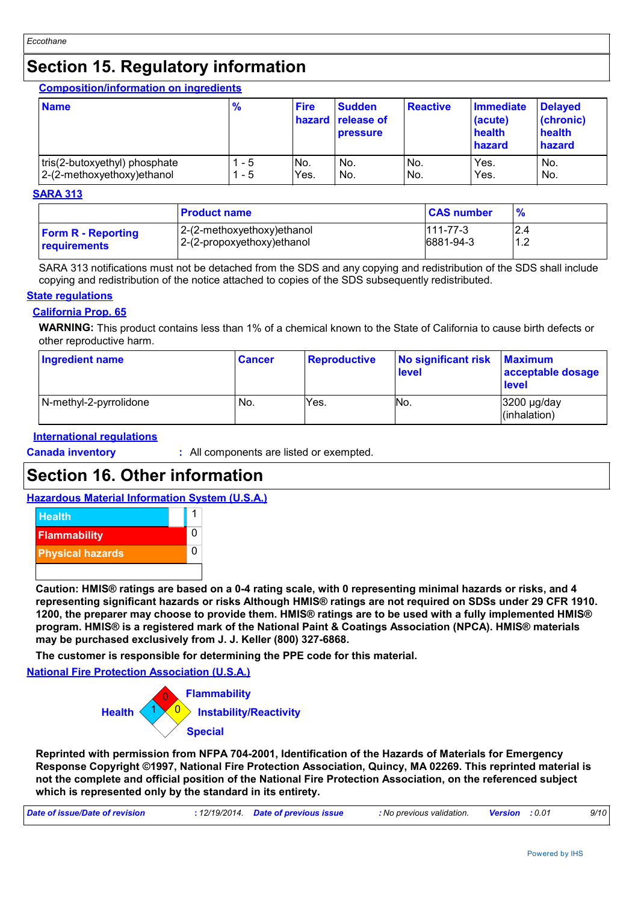# Section 15. Regulatory information

**Composition/information on ingredients**

| Name | % | Fire hazard | Sudden release of pressure | Reactive | Immediate (acute) health hazard | Delayed (chronic) health hazard |
|---|---|---|---|---|---|---|
| tris(2-butoxyethyl) phosphate | 1 - 5 | No. | No. | No. | Yes. | No. |
| 2-(2-methoxyethoxy)ethanol | 1 - 5 | Yes. | No. | No. | Yes. | No. |

**SARA 313**

| | Product name | CAS number | % |
|---|---|---|---|
| **Form R - Reporting requirements** | 2-(2-methoxyethoxy)ethanol | 111-77-3 | 2.4 |
| | 2-(2-propoxyethoxy)ethanol | 6881-94-3 | 1.2 |

SARA 313 notifications must not be detached from the SDS and any copying and redistribution of the SDS shall include copying and redistribution of the notice attached to copies of the SDS subsequently redistributed.

**State regulations**

**California Prop. 65**

**WARNING:** This product contains less than 1% of a chemical known to the State of California to cause birth defects or other reproductive harm.

| Ingredient name | Cancer | Reproductive | No significant risk level | Maximum acceptable dosage level |
|---|---|---|---|---|
| N-methyl-2-pyrrolidone | No. | Yes. | No. | 3200 µg/day (inhalation) |

**International regulations**

**Canada inventory** : All components are listed or exempted.

# Section 16. Other information

**Hazardous Material Information System (U.S.A.)**

| | |
|---|---|
| Health | 1 |
| Flammability | 0 |
| Physical hazards | 0 |

**Caution: HMIS® ratings are based on a 0-4 rating scale, with 0 representing minimal hazards or risks, and 4 representing significant hazards or risks Although HMIS® ratings are not required on SDSs under 29 CFR 1910. 1200, the preparer may choose to provide them. HMIS® ratings are to be used with a fully implemented HMIS® program. HMIS® is a registered mark of the National Paint & Coatings Association (NPCA). HMIS® materials may be purchased exclusively from J. J. Keller (800) 327-6868.**

**The customer is responsible for determining the PPE code for this material.**

**National Fire Protection Association (U.S.A.)**

Health: 1
Flammability: 0
Instability/Reactivity: 0
Special:

**Reprinted with permission from NFPA 704-2001, Identification of the Hazards of Materials for Emergency Response Copyright ©1997, National Fire Protection Association, Quincy, MA 02269. This reprinted material is not the complete and official position of the National Fire Protection Association, on the referenced subject which is represented only by the standard in its entirety.**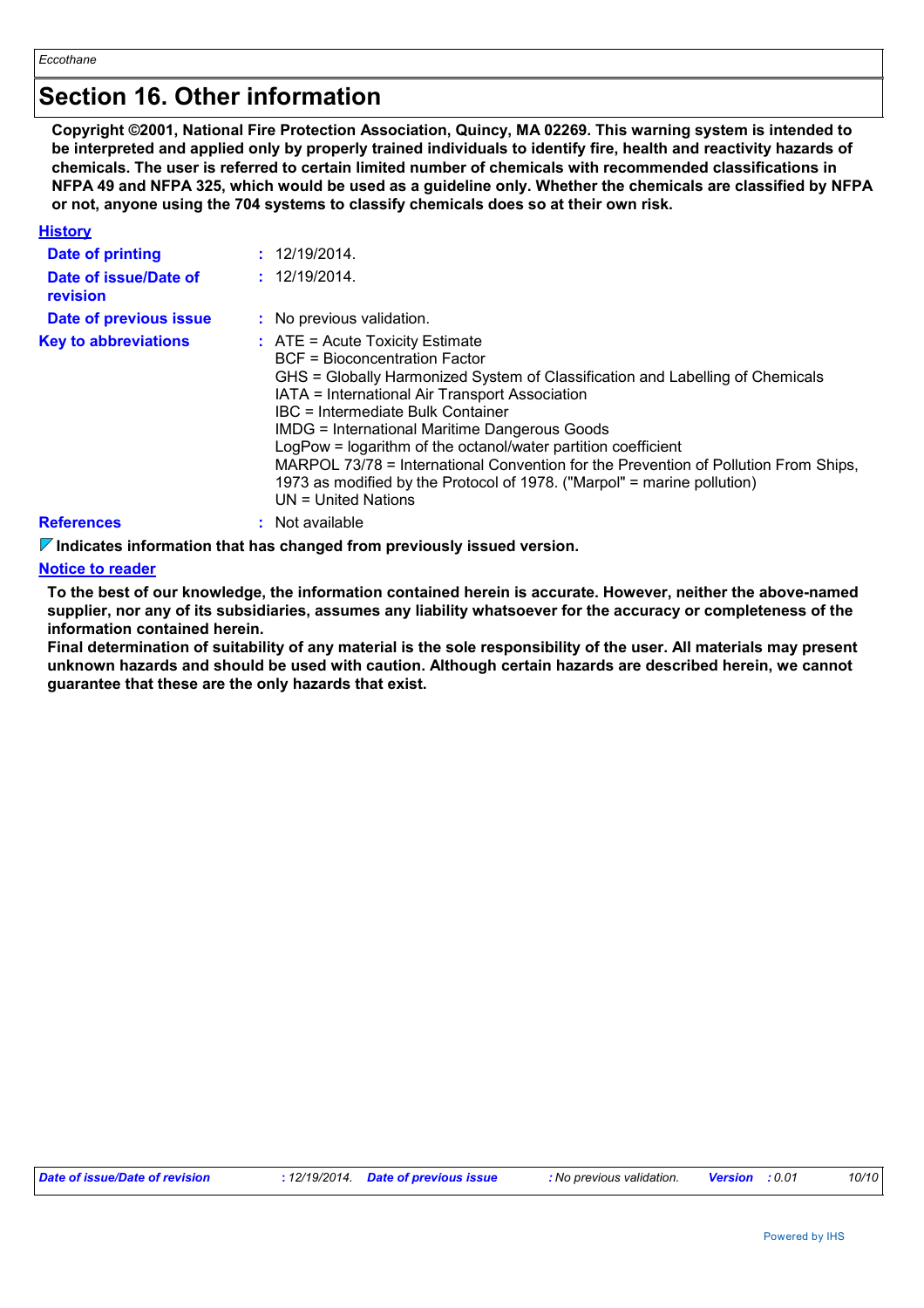# Section 16. Other information

**Copyright ©2001, National Fire Protection Association, Quincy, MA 02269. This warning system is intended to be interpreted and applied only by properly trained individuals to identify fire, health and reactivity hazards of chemicals. The user is referred to certain limited number of chemicals with recommended classifications in NFPA 49 and NFPA 325, which would be used as a guideline only. Whether the chemicals are classified by NFPA or not, anyone using the 704 systems to classify chemicals does so at their own risk.**

## History

| | |
|---|---|
| **Date of printing** | : 12/19/2014. |
| **Date of issue/Date of revision** | : 12/19/2014. |
| **Date of previous issue** | : No previous validation. |
| **Key to abbreviations** | : ATE = Acute Toxicity Estimate<br>BCF = Bioconcentration Factor<br>GHS = Globally Harmonized System of Classification and Labelling of Chemicals<br>IATA = International Air Transport Association<br>IBC = Intermediate Bulk Container<br>IMDG = International Maritime Dangerous Goods<br>LogPow = logarithm of the octanol/water partition coefficient<br>MARPOL 73/78 = International Convention for the Prevention of Pollution From Ships, 1973 as modified by the Protocol of 1978. ("Marpol" = marine pollution)<br>UN = United Nations |
| **References** | : Not available |

**Indicates information that has changed from previously issued version.**

## Notice to reader

**To the best of our knowledge, the information contained herein is accurate. However, neither the above-named supplier, nor any of its subsidiaries, assumes any liability whatsoever for the accuracy or completeness of the information contained herein.**

**Final determination of suitability of any material is the sole responsibility of the user. All materials may present unknown hazards and should be used with caution. Although certain hazards are described herein, we cannot guarantee that these are the only hazards that exist.**